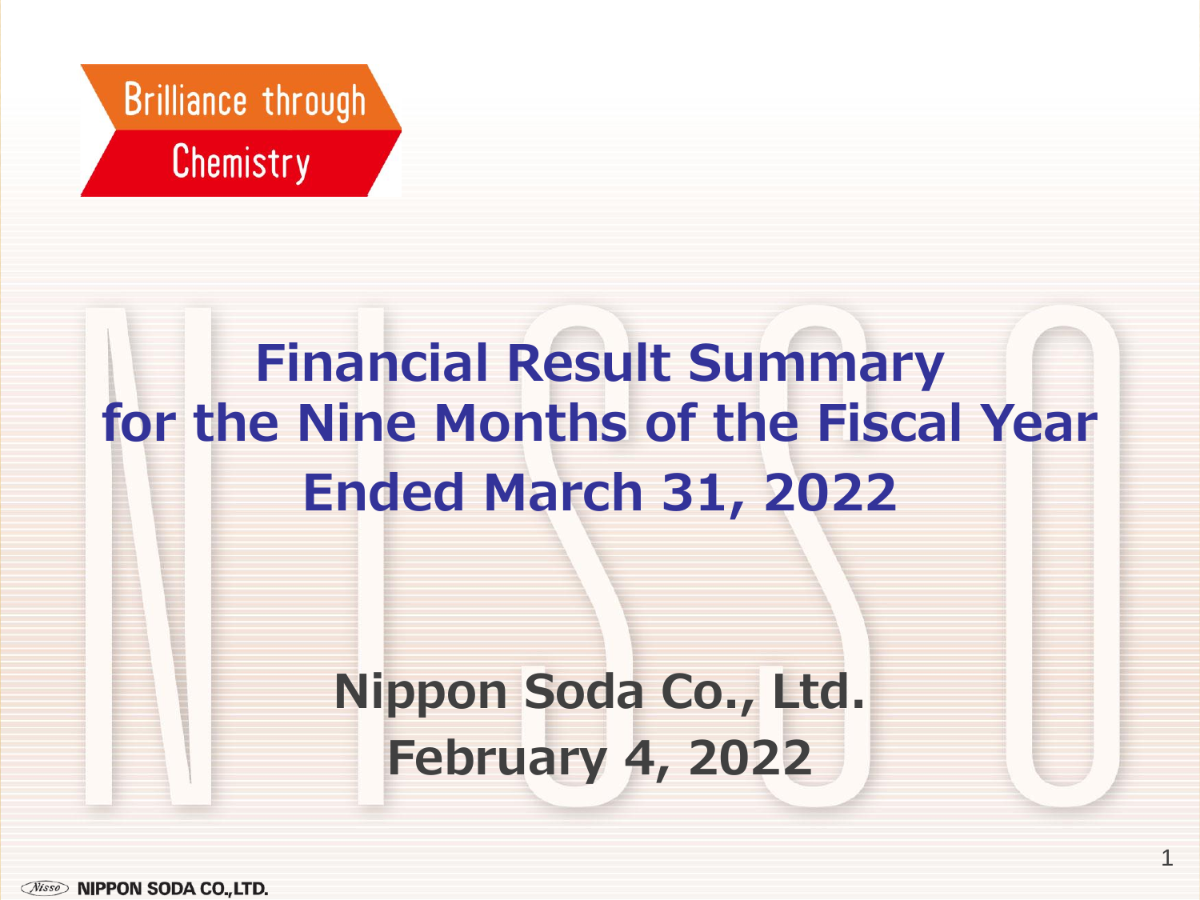Brilliance through Chemistry

# Financial Result Summary for the Nine Months of the Fiscal Year Ended March 31, 2022

**Nippon Soda Co., Ltd.**

**February 4, 2022**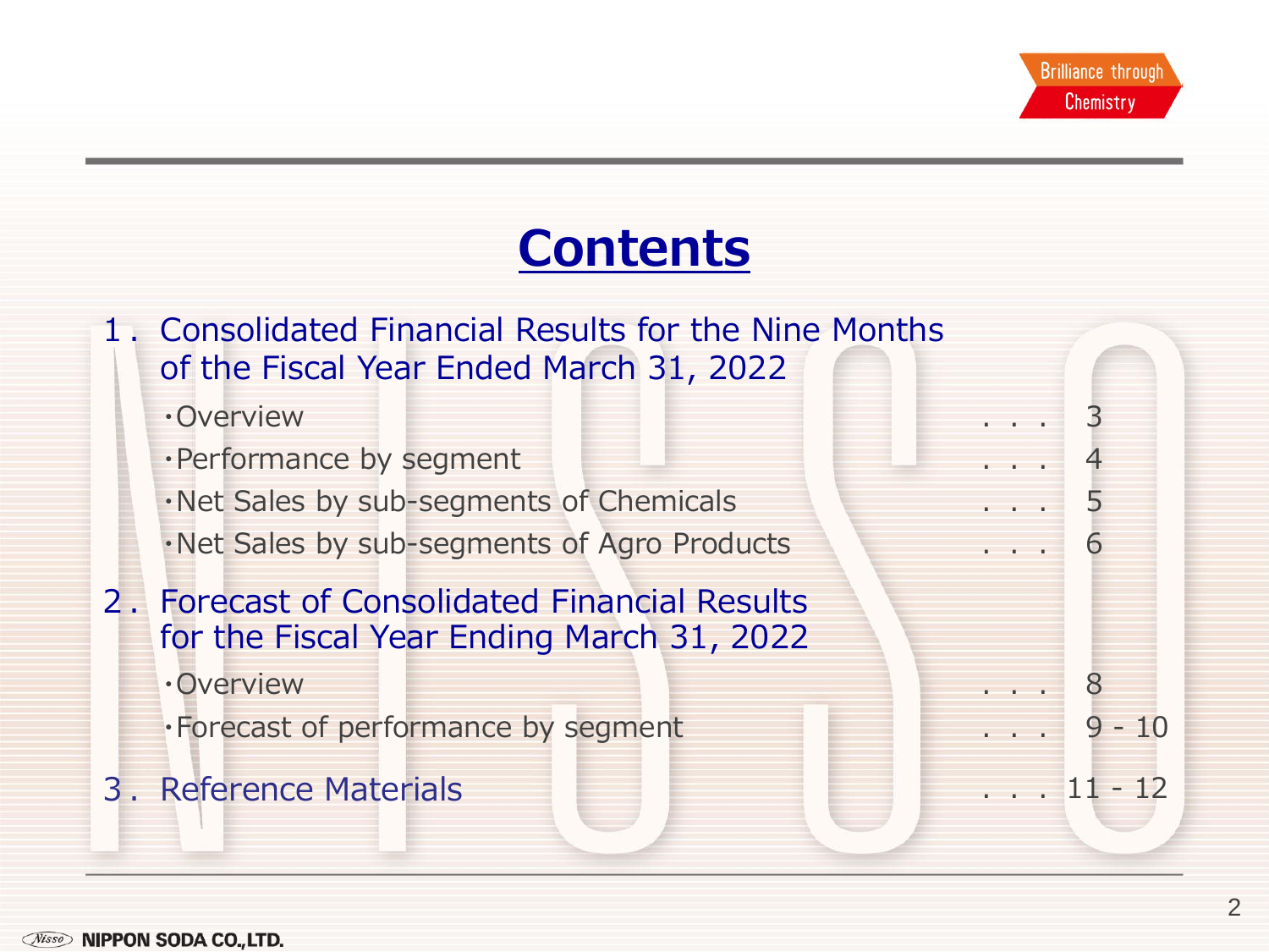# Contents

1. Consolidated Financial Results for the Nine Months of the Fiscal Year Ended March 31, 2022
   - ・Overview . . . 3
   - ・Performance by segment . . . 4
   - ・Net Sales by sub-segments of Chemicals . . . 5
   - ・Net Sales by sub-segments of Agro Products . . . 6

2. Forecast of Consolidated Financial Results for the Fiscal Year Ending March 31, 2022
   - ・Overview . . . 8
   - ・Forecast of performance by segment . . . 9 - 10

3. Reference Materials . . . 11 - 12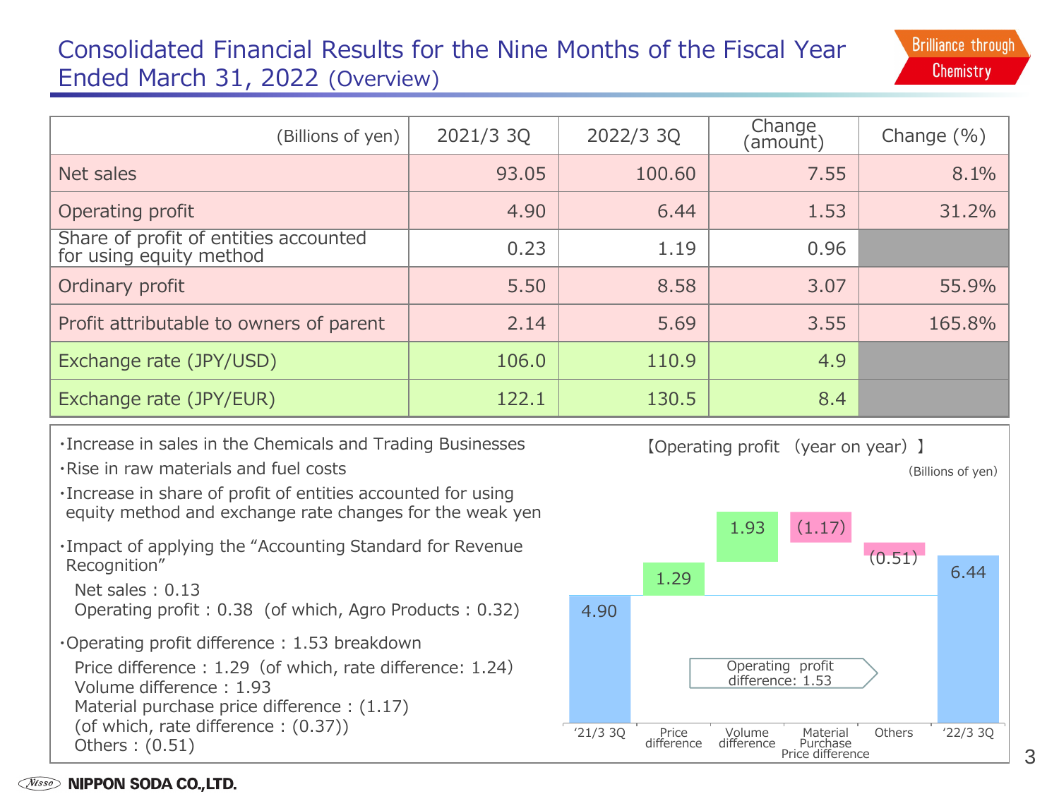# Consolidated Financial Results for the Nine Months of the Fiscal Year Ended March 31, 2022 (Overview)

Brilliance through Chemistry

| (Billions of yen) | 2021/3 3Q | 2022/3 3Q | Change (amount) | Change (%) |
|---|---|---|---|---|
| Net sales | 93.05 | 100.60 | 7.55 | 8.1% |
| Operating profit | 4.90 | 6.44 | 1.53 | 31.2% |
| Share of profit of entities accounted for using equity method | 0.23 | 1.19 | 0.96 | |
| Ordinary profit | 5.50 | 8.58 | 3.07 | 55.9% |
| Profit attributable to owners of parent | 2.14 | 5.69 | 3.55 | 165.8% |
| Exchange rate (JPY/USD) | 106.0 | 110.9 | 4.9 | |
| Exchange rate (JPY/EUR) | 122.1 | 130.5 | 8.4 | |

- Increase in sales in the Chemicals and Trading Businesses
- Rise in raw materials and fuel costs
- Increase in share of profit of entities accounted for using equity method and exchange rate changes for the weak yen
- Impact of applying the "Accounting Standard for Revenue Recognition"
  - Net sales : 0.13
  - Operating profit : 0.38 (of which, Agro Products : 0.32)
- Operating profit difference : 1.53 breakdown
  - Price difference : 1.29 (of which, rate difference: 1.24)
  - Volume difference : 1.93
  - Material purchase price difference : (1.17) (of which, rate difference : (0.37))
  - Others : (0.51)

【Operating profit (year on year)】

(Billions of yen)

'21/3 3Q 4.90
Price difference 1.29
Volume difference 1.93
Material Purchase Price difference (1.17)
Others (0.51)
'22/3 3Q 6.44

Operating profit difference: 1.53

NIPPON SODA CO.,LTD.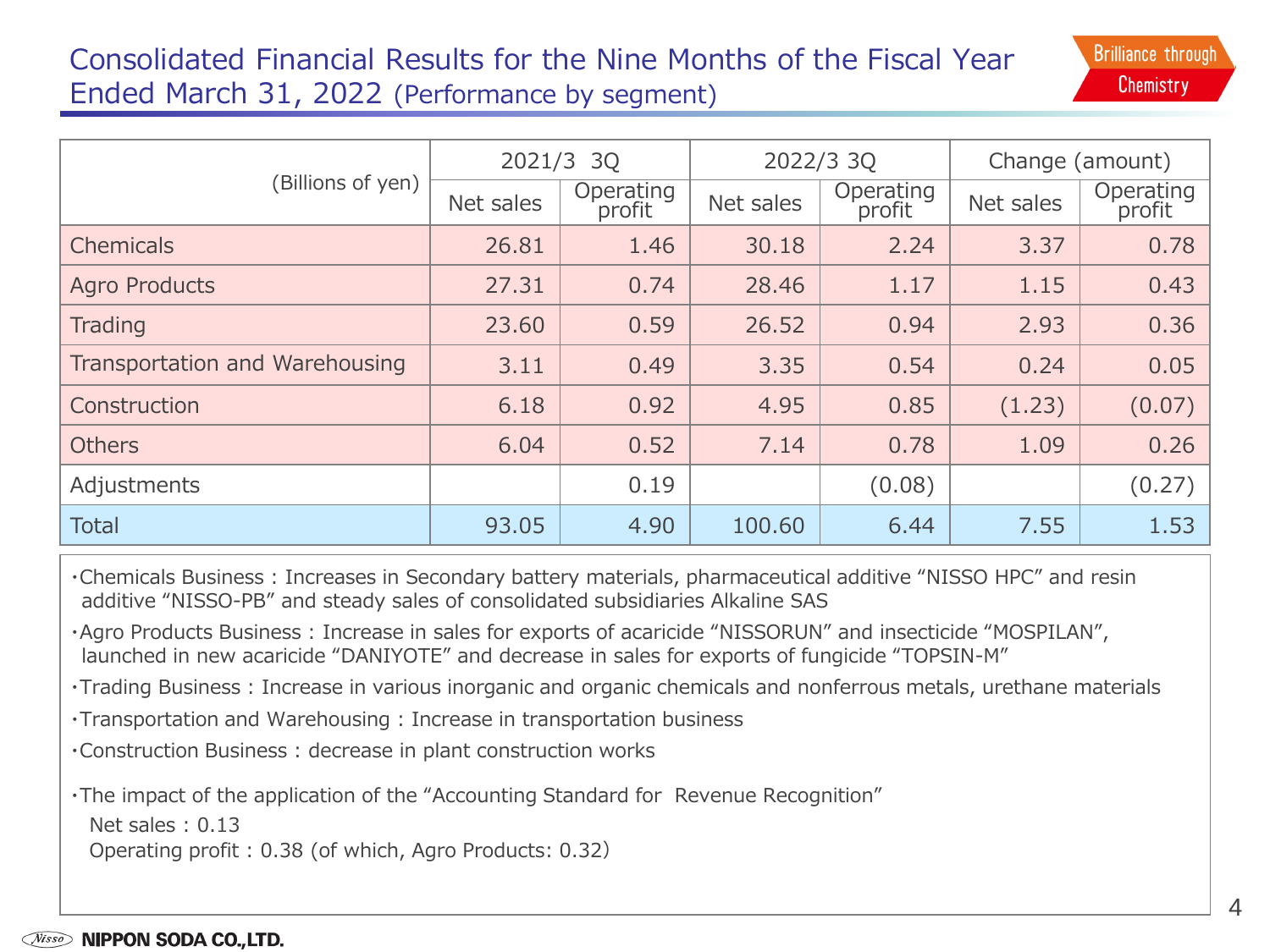# Consolidated Financial Results for the Nine Months of the Fiscal Year Ended March 31, 2022 (Performance by segment)

| (Billions of yen) | 2021/3 3Q | | 2022/3 3Q | | Change (amount) | |
|---|---|---|---|---|---|---|
| | Net sales | Operating profit | Net sales | Operating profit | Net sales | Operating profit |
| Chemicals | 26.81 | 1.46 | 30.18 | 2.24 | 3.37 | 0.78 |
| Agro Products | 27.31 | 0.74 | 28.46 | 1.17 | 1.15 | 0.43 |
| Trading | 23.60 | 0.59 | 26.52 | 0.94 | 2.93 | 0.36 |
| Transportation and Warehousing | 3.11 | 0.49 | 3.35 | 0.54 | 0.24 | 0.05 |
| Construction | 6.18 | 0.92 | 4.95 | 0.85 | (1.23) | (0.07) |
| Others | 6.04 | 0.52 | 7.14 | 0.78 | 1.09 | 0.26 |
| Adjustments | | 0.19 | | (0.08) | | (0.27) |
| Total | 93.05 | 4.90 | 100.60 | 6.44 | 7.55 | 1.53 |

- Chemicals Business : Increases in Secondary battery materials, pharmaceutical additive “NISSO HPC” and resin additive “NISSO-PB” and steady sales of consolidated subsidiaries Alkaline SAS
- Agro Products Business : Increase in sales for exports of acaricide “NISSORUN” and insecticide “MOSPILAN”, launched in new acaricide “DANIYOTE” and decrease in sales for exports of fungicide “TOPSIN-M”
- Trading Business : Increase in various inorganic and organic chemicals and nonferrous metals, urethane materials
- Transportation and Warehousing : Increase in transportation business
- Construction Business : decrease in plant construction works

- The impact of the application of the “Accounting Standard for Revenue Recognition”
  Net sales : 0.13
  Operating profit : 0.38 (of which, Agro Products: 0.32)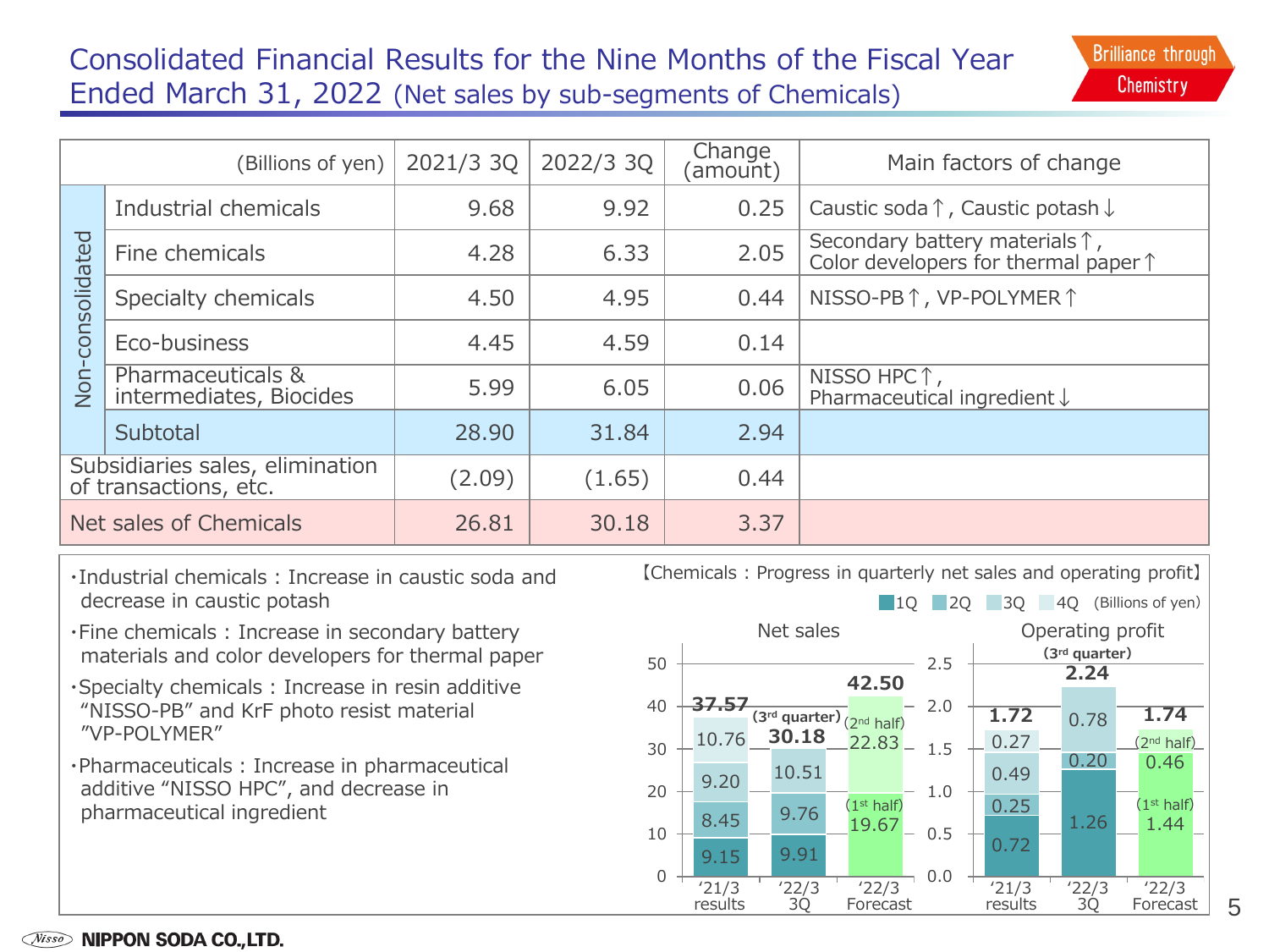# Consolidated Financial Results for the Nine Months of the Fiscal Year Ended March 31, 2022 (Net sales by sub-segments of Chemicals)

Brilliance through Chemistry

| | (Billions of yen) | 2021/3 3Q | 2022/3 3Q | Change (amount) | Main factors of change |
|---|---|---|---|---|---|
| Non-consolidated | Industrial chemicals | 9.68 | 9.92 | 0.25 | Caustic soda↑, Caustic potash↓ |
| | Fine chemicals | 4.28 | 6.33 | 2.05 | Secondary battery materials↑, Color developers for thermal paper↑ |
| | Specialty chemicals | 4.50 | 4.95 | 0.44 | NISSO-PB↑, VP-POLYMER↑ |
| | Eco-business | 4.45 | 4.59 | 0.14 | |
| | Pharmaceuticals & intermediates, Biocides | 5.99 | 6.05 | 0.06 | NISSO HPC↑, Pharmaceutical ingredient↓ |
| | Subtotal | 28.90 | 31.84 | 2.94 | |
| Subsidiaries sales, elimination of transactions, etc. | | (2.09) | (1.65) | 0.44 | |
| Net sales of Chemicals | | 26.81 | 30.18 | 3.37 | |

- Industrial chemicals : Increase in caustic soda and decrease in caustic potash
- Fine chemicals : Increase in secondary battery materials and color developers for thermal paper
- Specialty chemicals : Increase in resin additive “NISSO-PB” and KrF photo resist material ”VP-POLYMER”
- Pharmaceuticals : Increase in pharmaceutical additive “NISSO HPC”, and decrease in pharmaceutical ingredient

【Chemicals : Progress in quarterly net sales and operating profit】

1Q 2Q 3Q 4Q (Billions of yen)

Net sales

'21/3 results: 37.57 (9.15, 8.45, 9.20, 10.76)
'22/3 3Q: (3rd quarter) 30.18 (9.91, 9.76, 10.51)
'22/3 Forecast: 42.50 ((1st half) 19.67, (2nd half) 22.83)

Operating profit

'21/3 results: 1.72 (0.72, 0.25, 0.49, 0.27)
'22/3 3Q: (3rd quarter) 2.24 (1.26, 0.20, 0.78)
'22/3 Forecast: 1.74 ((1st half) 1.44, (2nd half) 0.46)

NIPPON SODA CO.,LTD.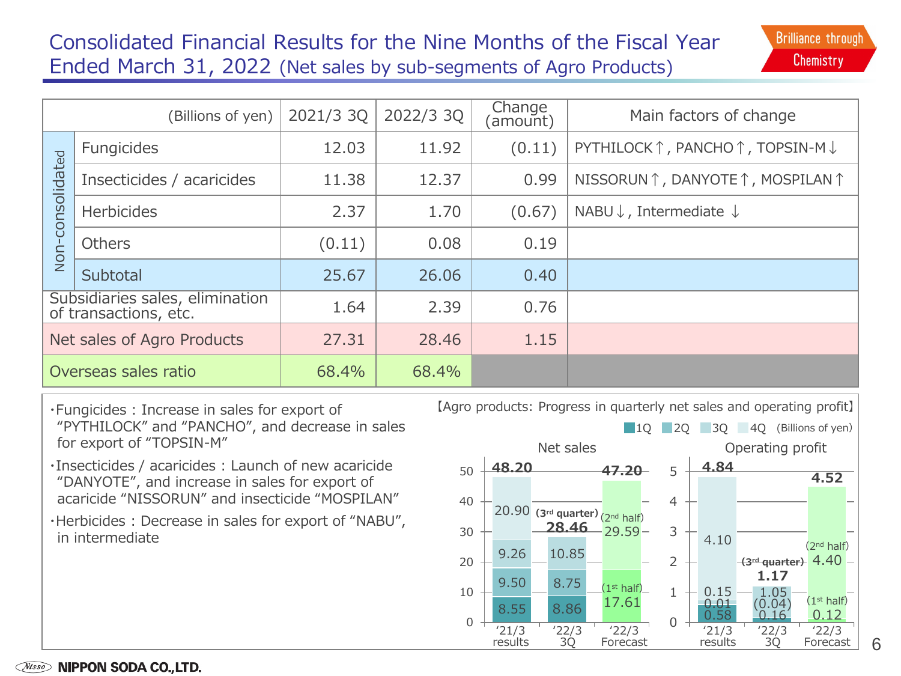# Consolidated Financial Results for the Nine Months of the Fiscal Year Ended March 31, 2022 (Net sales by sub-segments of Agro Products)

| | (Billions of yen) | 2021/3 3Q | 2022/3 3Q | Change (amount) | Main factors of change |
|---|---|---|---|---|---|
| Non-consolidated | Fungicides | 12.03 | 11.92 | (0.11) | PYTHILOCK↑, PANCHO↑, TOPSIN-M↓ |
| | Insecticides / acaricides | 11.38 | 12.37 | 0.99 | NISSORUN↑, DANYOTE↑, MOSPILAN↑ |
| | Herbicides | 2.37 | 1.70 | (0.67) | NABU↓, Intermediate ↓ |
| | Others | (0.11) | 0.08 | 0.19 | |
| | Subtotal | 25.67 | 26.06 | 0.40 | |
| Subsidiaries sales, elimination of transactions, etc. | | 1.64 | 2.39 | 0.76 | |
| Net sales of Agro Products | | 27.31 | 28.46 | 1.15 | |
| Overseas sales ratio | | 68.4% | 68.4% | | |

- ・Fungicides : Increase in sales for export of "PYTHILOCK" and "PANCHO", and decrease in sales for export of "TOPSIN-M"
- ・Insecticides / acaricides : Launch of new acaricide "DANYOTE", and increase in sales for export of acaricide "NISSORUN" and insecticide "MOSPILAN"
- ・Herbicides : Decrease in sales for export of "NABU", in intermediate

【Agro products: Progress in quarterly net sales and operating profit】

1Q 2Q 3Q 4Q (Billions of yen)

Net sales

'21/3 results: 48.20 (8.55, 9.50, 9.26, 20.90)

'22/3 3Q: (3rd quarter) 28.46 (8.86, 8.75, 10.85)

'22/3 Forecast: 47.20 ((1st half) 17.61, (2nd half) 29.59)

Operating profit

'21/3 results: 4.84 (0.58, 0.01, 0.15, 4.10)

'22/3 3Q: (3rd quarter) 1.17 (0.16, (0.04), 1.05)

'22/3 Forecast: 4.52 ((1st half) 0.12, (2nd half) 4.40)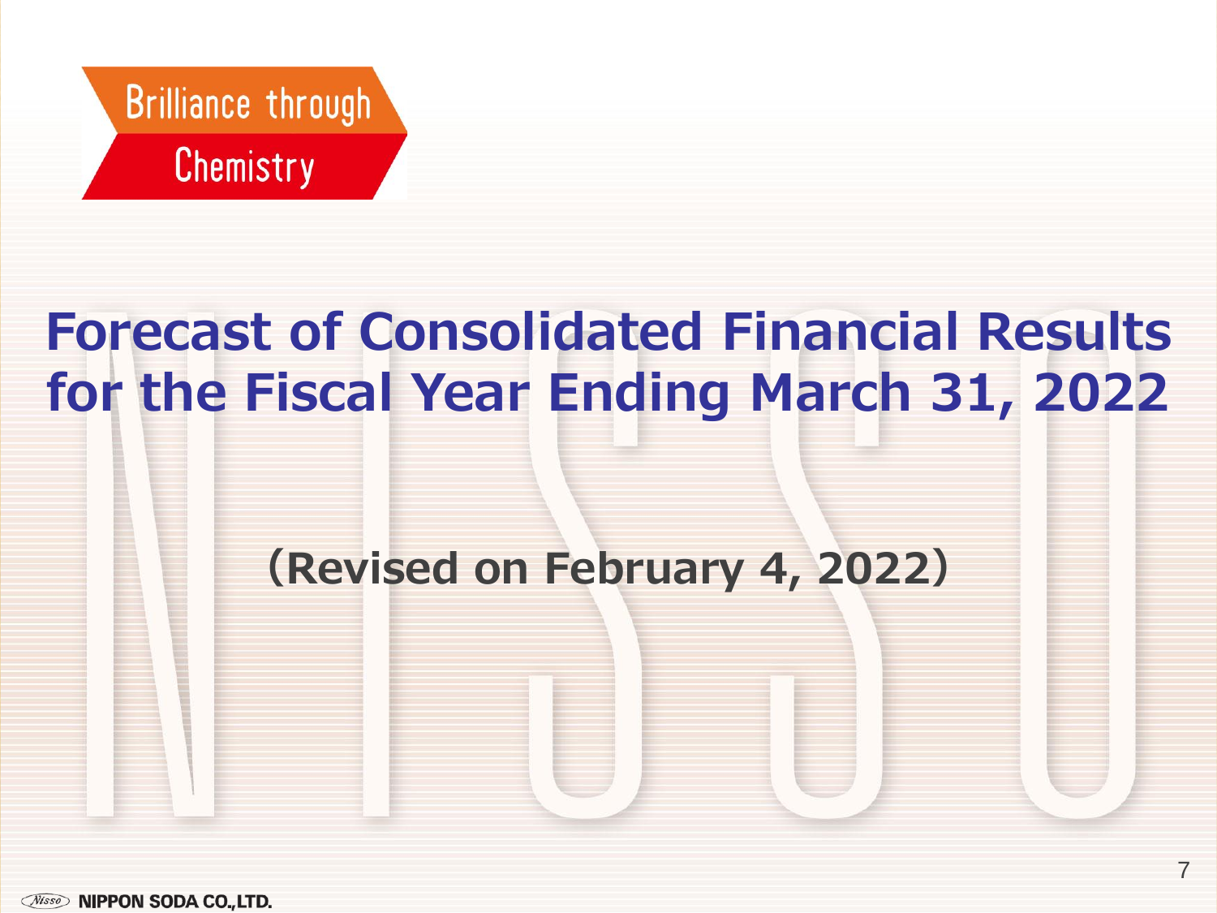Brilliance through Chemistry

# Forecast of Consolidated Financial Results for the Fiscal Year Ending March 31, 2022

(Revised on February 4, 2022)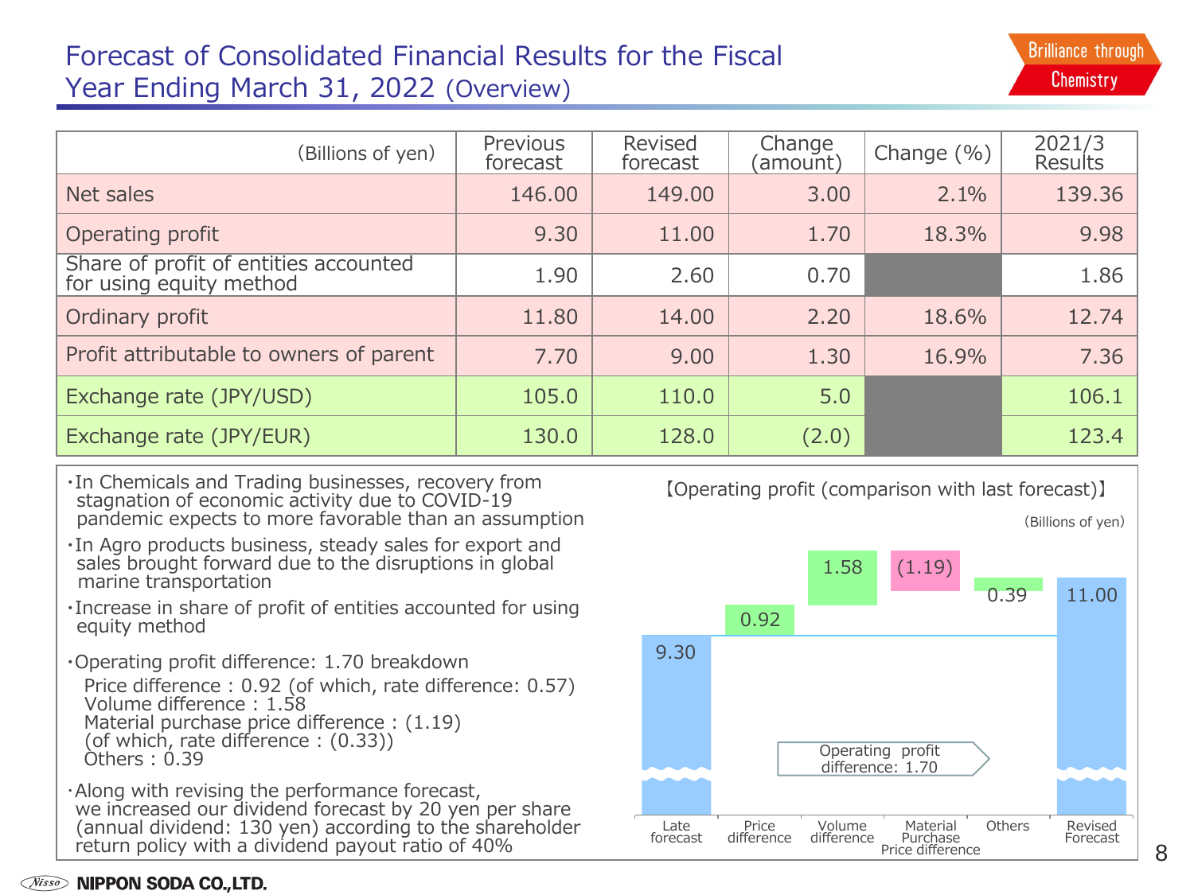# Forecast of Consolidated Financial Results for the Fiscal Year Ending March 31, 2022 (Overview)

| (Billions of yen) | Previous forecast | Revised forecast | Change (amount) | Change (%) | 2021/3 Results |
|---|---|---|---|---|---|
| Net sales | 146.00 | 149.00 | 3.00 | 2.1% | 139.36 |
| Operating profit | 9.30 | 11.00 | 1.70 | 18.3% | 9.98 |
| Share of profit of entities accounted for using equity method | 1.90 | 2.60 | 0.70 | | 1.86 |
| Ordinary profit | 11.80 | 14.00 | 2.20 | 18.6% | 12.74 |
| Profit attributable to owners of parent | 7.70 | 9.00 | 1.30 | 16.9% | 7.36 |
| Exchange rate (JPY/USD) | 105.0 | 110.0 | 5.0 | | 106.1 |
| Exchange rate (JPY/EUR) | 130.0 | 128.0 | (2.0) | | 123.4 |

- In Chemicals and Trading businesses, recovery from stagnation of economic activity due to COVID-19 pandemic expects to more favorable than an assumption
- In Agro products business, steady sales for export and sales brought forward due to the disruptions in global marine transportation
- Increase in share of profit of entities accounted for using equity method
- Operating profit difference: 1.70 breakdown
  Price difference : 0.92 (of which, rate difference: 0.57)
  Volume difference : 1.58
  Material purchase price difference : (1.19)
  (of which, rate difference : (0.33))
  Others : 0.39
- Along with revising the performance forecast, we increased our dividend forecast by 20 yen per share (annual dividend: 130 yen) according to the shareholder return policy with a dividend payout ratio of 40%

【Operating profit (comparison with last forecast)】

(Billions of yen)

9.30
0.92
1.58
(1.19)
0.39
11.00

Operating profit difference: 1.70

Late forecast
Price difference
Volume difference
Material Purchase Price difference
Others
Revised Forecast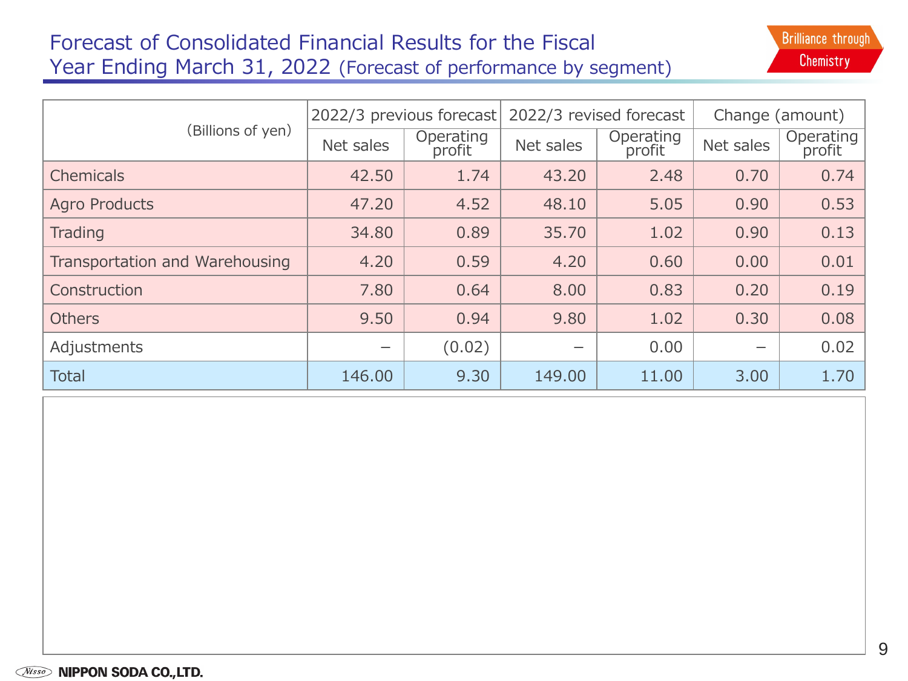# Forecast of Consolidated Financial Results for the Fiscal Year Ending March 31, 2022 (Forecast of performance by segment)

| (Billions of yen) | 2022/3 previous forecast | | 2022/3 revised forecast | | Change (amount) | |
|---|---|---|---|---|---|---|
| | Net sales | Operating profit | Net sales | Operating profit | Net sales | Operating profit |
| Chemicals | 42.50 | 1.74 | 43.20 | 2.48 | 0.70 | 0.74 |
| Agro Products | 47.20 | 4.52 | 48.10 | 5.05 | 0.90 | 0.53 |
| Trading | 34.80 | 0.89 | 35.70 | 1.02 | 0.90 | 0.13 |
| Transportation and Warehousing | 4.20 | 0.59 | 4.20 | 0.60 | 0.00 | 0.01 |
| Construction | 7.80 | 0.64 | 8.00 | 0.83 | 0.20 | 0.19 |
| Others | 9.50 | 0.94 | 9.80 | 1.02 | 0.30 | 0.08 |
| Adjustments | − | (0.02) | − | 0.00 | − | 0.02 |
| Total | 146.00 | 9.30 | 149.00 | 11.00 | 3.00 | 1.70 |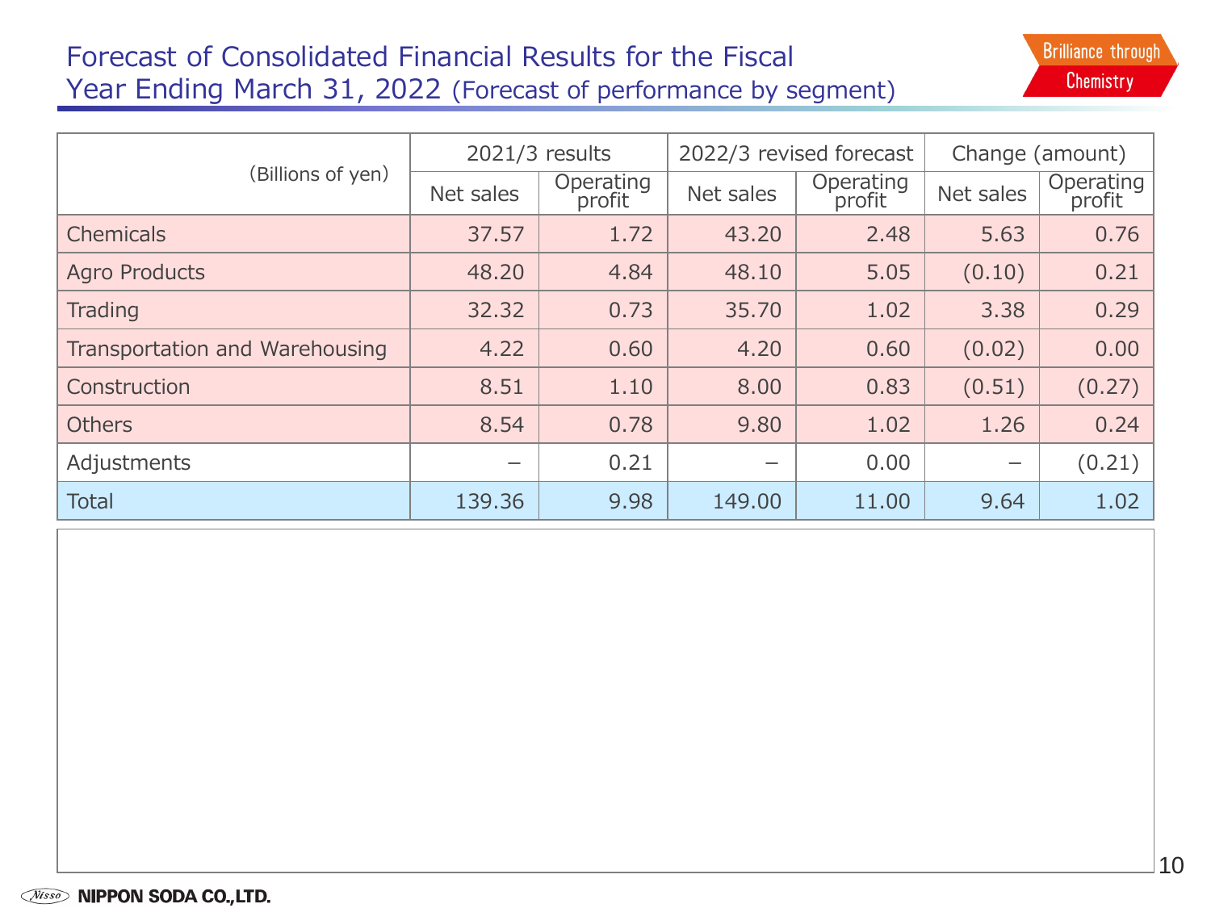# Forecast of Consolidated Financial Results for the Fiscal Year Ending March 31, 2022 (Forecast of performance by segment)

| (Billions of yen) | 2021/3 results | | 2022/3 revised forecast | | Change (amount) | |
|---|---|---|---|---|---|---|
| | Net sales | Operating profit | Net sales | Operating profit | Net sales | Operating profit |
| Chemicals | 37.57 | 1.72 | 43.20 | 2.48 | 5.63 | 0.76 |
| Agro Products | 48.20 | 4.84 | 48.10 | 5.05 | (0.10) | 0.21 |
| Trading | 32.32 | 0.73 | 35.70 | 1.02 | 3.38 | 0.29 |
| Transportation and Warehousing | 4.22 | 0.60 | 4.20 | 0.60 | (0.02) | 0.00 |
| Construction | 8.51 | 1.10 | 8.00 | 0.83 | (0.51) | (0.27) |
| Others | 8.54 | 0.78 | 9.80 | 1.02 | 1.26 | 0.24 |
| Adjustments | – | 0.21 | – | 0.00 | – | (0.21) |
| Total | 139.36 | 9.98 | 149.00 | 11.00 | 9.64 | 1.02 |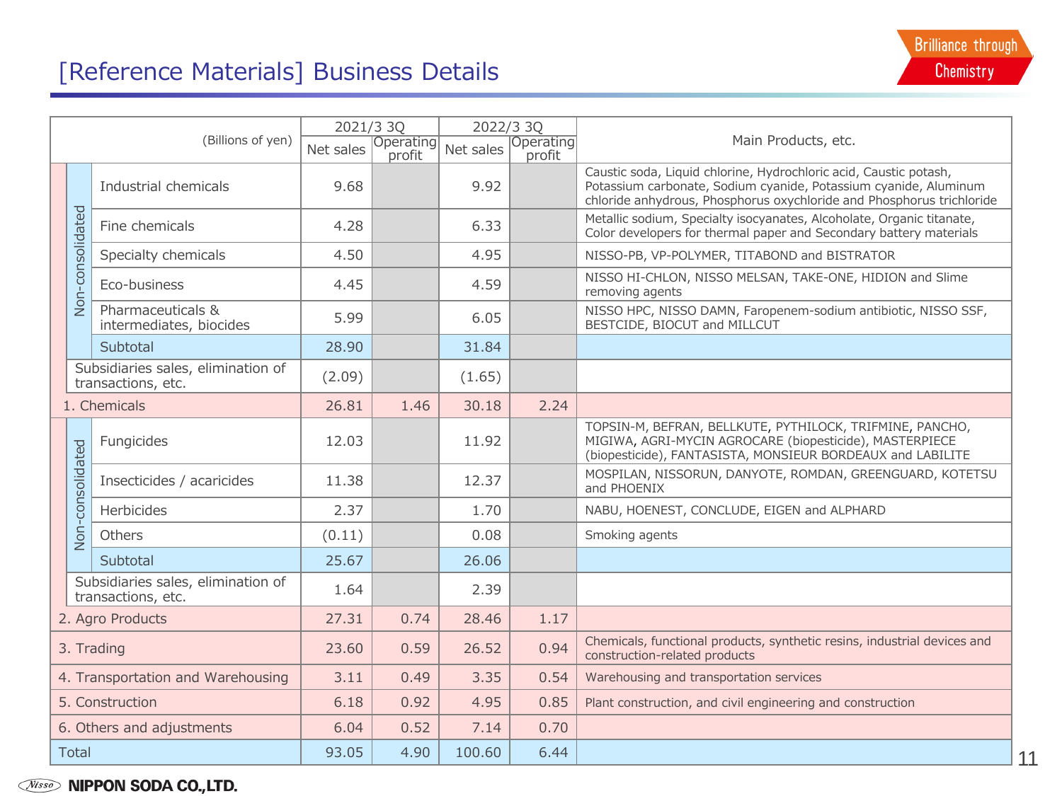# [Reference Materials] Business Details

| (Billions of yen) | | | 2021/3 3Q | | 2022/3 3Q | | Main Products, etc. |
|---|---|---|---|---|---|---|---|
| | | | Net sales | Operating profit | Net sales | Operating profit | |
| | Non-consolidated | Industrial chemicals | 9.68 | | 9.92 | | Caustic soda, Liquid chlorine, Hydrochloric acid, Caustic potash, Potassium carbonate, Sodium cyanide, Potassium cyanide, Aluminum chloride anhydrous, Phosphorus oxychloride and Phosphorus trichloride |
| | | Fine chemicals | 4.28 | | 6.33 | | Metallic sodium, Specialty isocyanates, Alcoholate, Organic titanate, Color developers for thermal paper and Secondary battery materials |
| | | Specialty chemicals | 4.50 | | 4.95 | | NISSO-PB, VP-POLYMER, TITABOND and BISTRATOR |
| | | Eco-business | 4.45 | | 4.59 | | NISSO HI-CHLON, NISSO MELSAN, TAKE-ONE, HIDION and Slime removing agents |
| | | Pharmaceuticals & intermediates, biocides | 5.99 | | 6.05 | | NISSO HPC, NISSO DAMN, Faropenem-sodium antibiotic, NISSO SSF, BESTCIDE, BIOCUT and MILLCUT |
| | | Subtotal | 28.90 | | 31.84 | | |
| | Subsidiaries sales, elimination of transactions, etc. | | (2.09) | | (1.65) | | |
| 1. Chemicals | | | 26.81 | 1.46 | 30.18 | 2.24 | |
| | Non-consolidated | Fungicides | 12.03 | | 11.92 | | TOPSIN-M, BEFRAN, BELLKUTE, PYTHILOCK, TRIFMINE, PANCHO, MIGIWA, AGRI-MYCIN AGROCARE (biopesticide), MASTERPIECE (biopesticide), FANTASISTA, MONSIEUR BORDEAUX and LABILITE |
| | | Insecticides / acaricides | 11.38 | | 12.37 | | MOSPILAN, NISSORUN, DANYOTE, ROMDAN, GREENGUARD, KOTETSU and PHOENIX |
| | | Herbicides | 2.37 | | 1.70 | | NABU, HOENEST, CONCLUDE, EIGEN and ALPHARD |
| | | Others | (0.11) | | 0.08 | | Smoking agents |
| | | Subtotal | 25.67 | | 26.06 | | |
| | Subsidiaries sales, elimination of transactions, etc. | | 1.64 | | 2.39 | | |
| 2. Agro Products | | | 27.31 | 0.74 | 28.46 | 1.17 | |
| 3. Trading | | | 23.60 | 0.59 | 26.52 | 0.94 | Chemicals, functional products, synthetic resins, industrial devices and construction-related products |
| 4. Transportation and Warehousing | | | 3.11 | 0.49 | 3.35 | 0.54 | Warehousing and transportation services |
| 5. Construction | | | 6.18 | 0.92 | 4.95 | 0.85 | Plant construction, and civil engineering and construction |
| 6. Others and adjustments | | | 6.04 | 0.52 | 7.14 | 0.70 | |
| Total | | | 93.05 | 4.90 | 100.60 | 6.44 | |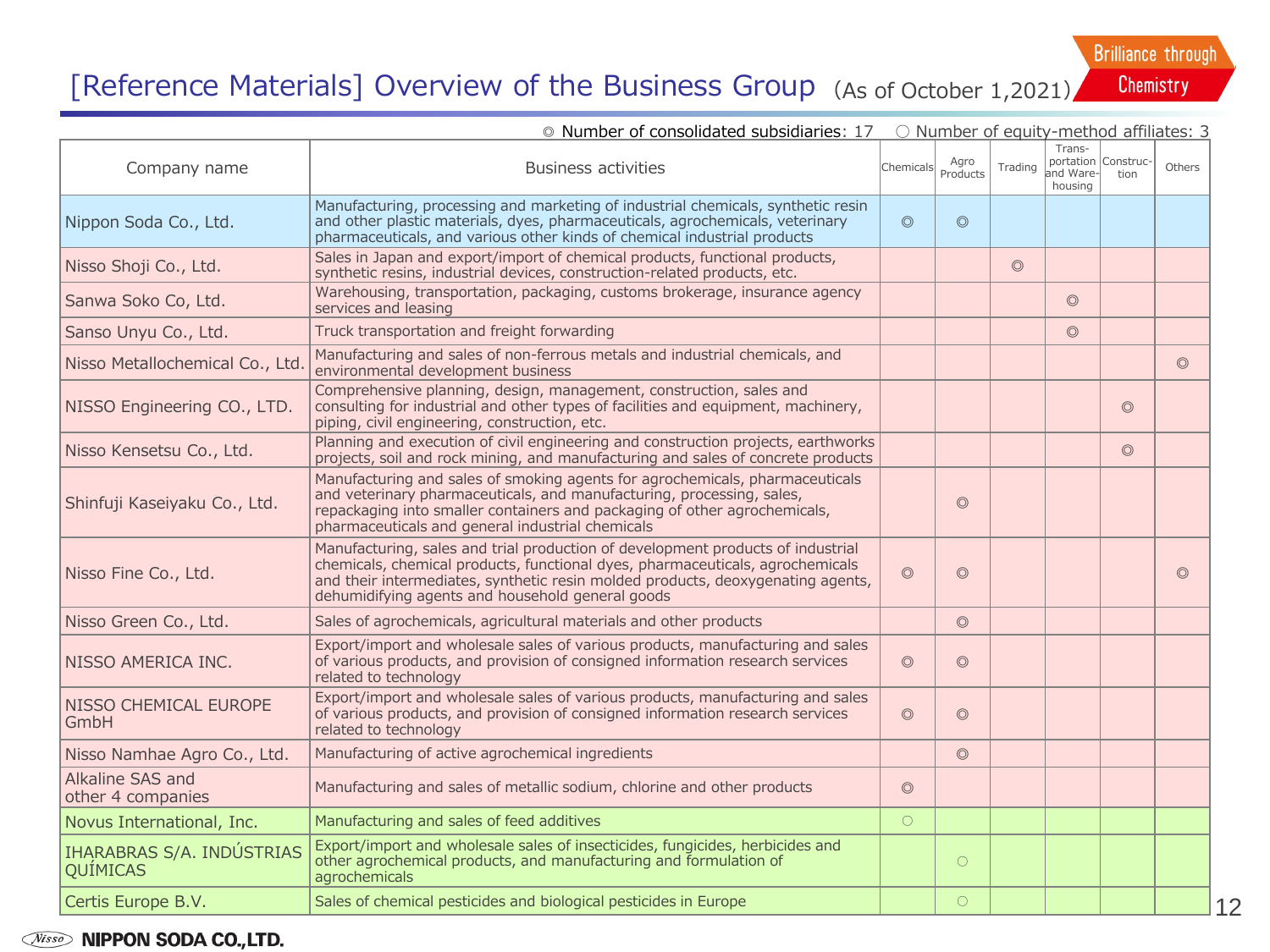# [Reference Materials] Overview of the Business Group (As of October 1,2021)

Brilliance through Chemistry

◎ Number of consolidated subsidiaries: 17 ○ Number of equity-method affiliates: 3

| Company name | Business activities | Chemicals | Agro Products | Trading | Trans-portation and Ware-housing | Construc-tion | Others |
|---|---|---|---|---|---|---|---|
| Nippon Soda Co., Ltd. | Manufacturing, processing and marketing of industrial chemicals, synthetic resin and other plastic materials, dyes, pharmaceuticals, agrochemicals, veterinary pharmaceuticals, and various other kinds of chemical industrial products | ◎ | ◎ | | | | |
| Nisso Shoji Co., Ltd. | Sales in Japan and export/import of chemical products, functional products, synthetic resins, industrial devices, construction-related products, etc. | | | ◎ | | | |
| Sanwa Soko Co, Ltd. | Warehousing, transportation, packaging, customs brokerage, insurance agency services and leasing | | | | ◎ | | |
| Sanso Unyu Co., Ltd. | Truck transportation and freight forwarding | | | | ◎ | | |
| Nisso Metallochemical Co., Ltd. | Manufacturing and sales of non-ferrous metals and industrial chemicals, and environmental development business | | | | | | ◎ |
| NISSO Engineering CO., LTD. | Comprehensive planning, design, management, construction, sales and consulting for industrial and other types of facilities and equipment, machinery, piping, civil engineering, construction, etc. | | | | | ◎ | |
| Nisso Kensetsu Co., Ltd. | Planning and execution of civil engineering and construction projects, earthworks projects, soil and rock mining, and manufacturing and sales of concrete products | | | | | ◎ | |
| Shinfuji Kaseiyaku Co., Ltd. | Manufacturing and sales of smoking agents for agrochemicals, pharmaceuticals and veterinary pharmaceuticals, and manufacturing, processing, sales, repackaging into smaller containers and packaging of other agrochemicals, pharmaceuticals and general industrial chemicals | | ◎ | | | | |
| Nisso Fine Co., Ltd. | Manufacturing, sales and trial production of development products of industrial chemicals, chemical products, functional dyes, pharmaceuticals, agrochemicals and their intermediates, synthetic resin molded products, deoxygenating agents, dehumidifying agents and household general goods | ◎ | ◎ | | | | ◎ |
| Nisso Green Co., Ltd. | Sales of agrochemicals, agricultural materials and other products | | ◎ | | | | |
| NISSO AMERICA INC. | Export/import and wholesale sales of various products, manufacturing and sales of various products, and provision of consigned information research services related to technology | ◎ | ◎ | | | | |
| NISSO CHEMICAL EUROPE GmbH | Export/import and wholesale sales of various products, manufacturing and sales of various products, and provision of consigned information research services related to technology | ◎ | ◎ | | | | |
| Nisso Namhae Agro Co., Ltd. | Manufacturing of active agrochemical ingredients | | ◎ | | | | |
| Alkaline SAS and other 4 companies | Manufacturing and sales of metallic sodium, chlorine and other products | ◎ | | | | | |
| Novus International, Inc. | Manufacturing and sales of feed additives | ○ | | | | | |
| IHARABRAS S/A. INDÚSTRIAS QUÍMICAS | Export/import and wholesale sales of insecticides, fungicides, herbicides and other agrochemical products, and manufacturing and formulation of agrochemicals | | ○ | | | | |
| Certis Europe B.V. | Sales of chemical pesticides and biological pesticides in Europe | | ○ | | | | |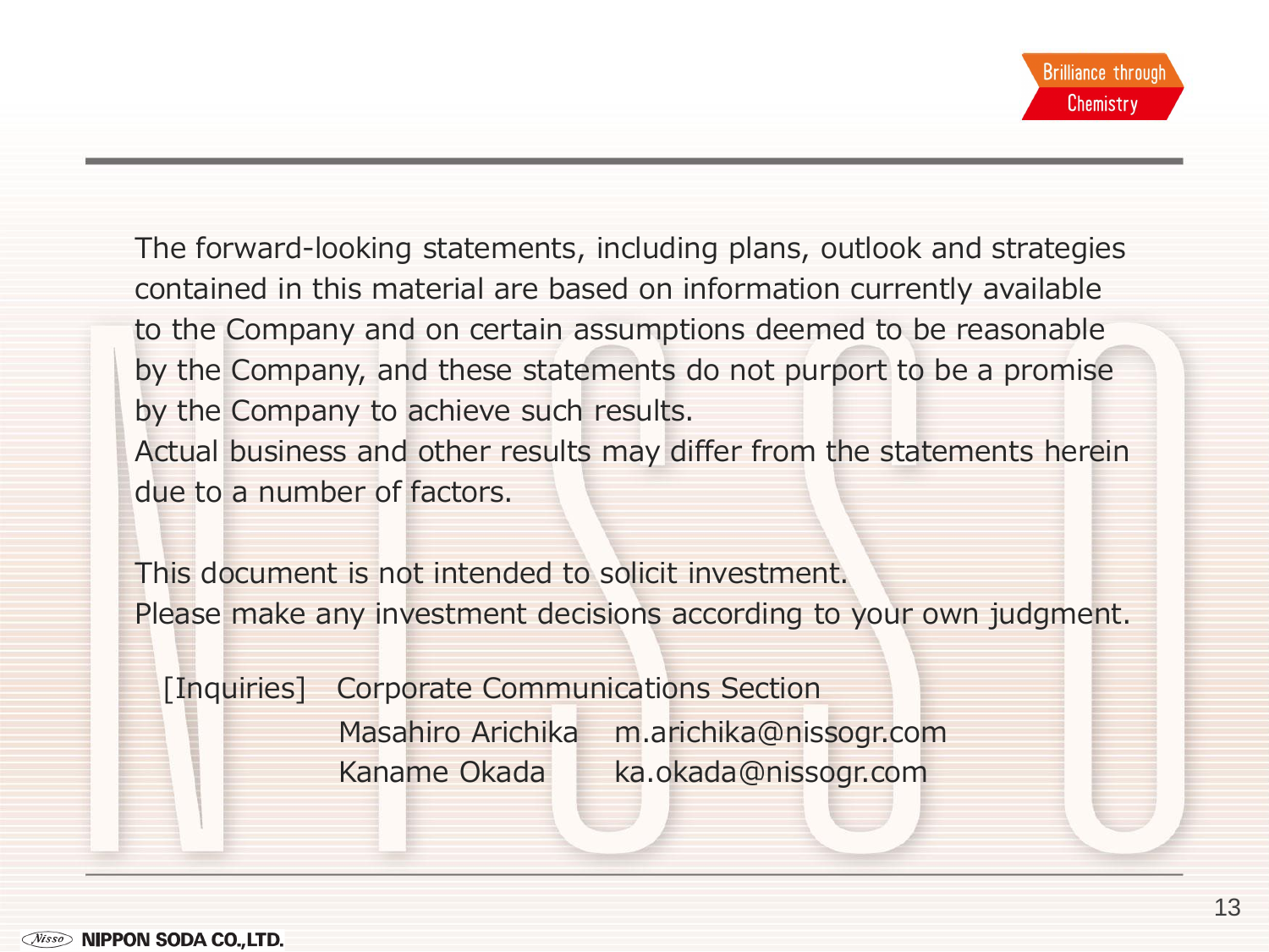The forward-looking statements, including plans, outlook and strategies contained in this material are based on information currently available to the Company and on certain assumptions deemed to be reasonable by the Company, and these statements do not purport to be a promise by the Company to achieve such results.
Actual business and other results may differ from the statements herein due to a number of factors.

This document is not intended to solicit investment.
Please make any investment decisions according to your own judgment.

[Inquiries] Corporate Communications Section

Masahiro Arichika m.arichika@nissogr.com

Kaname Okada ka.okada@nissogr.com